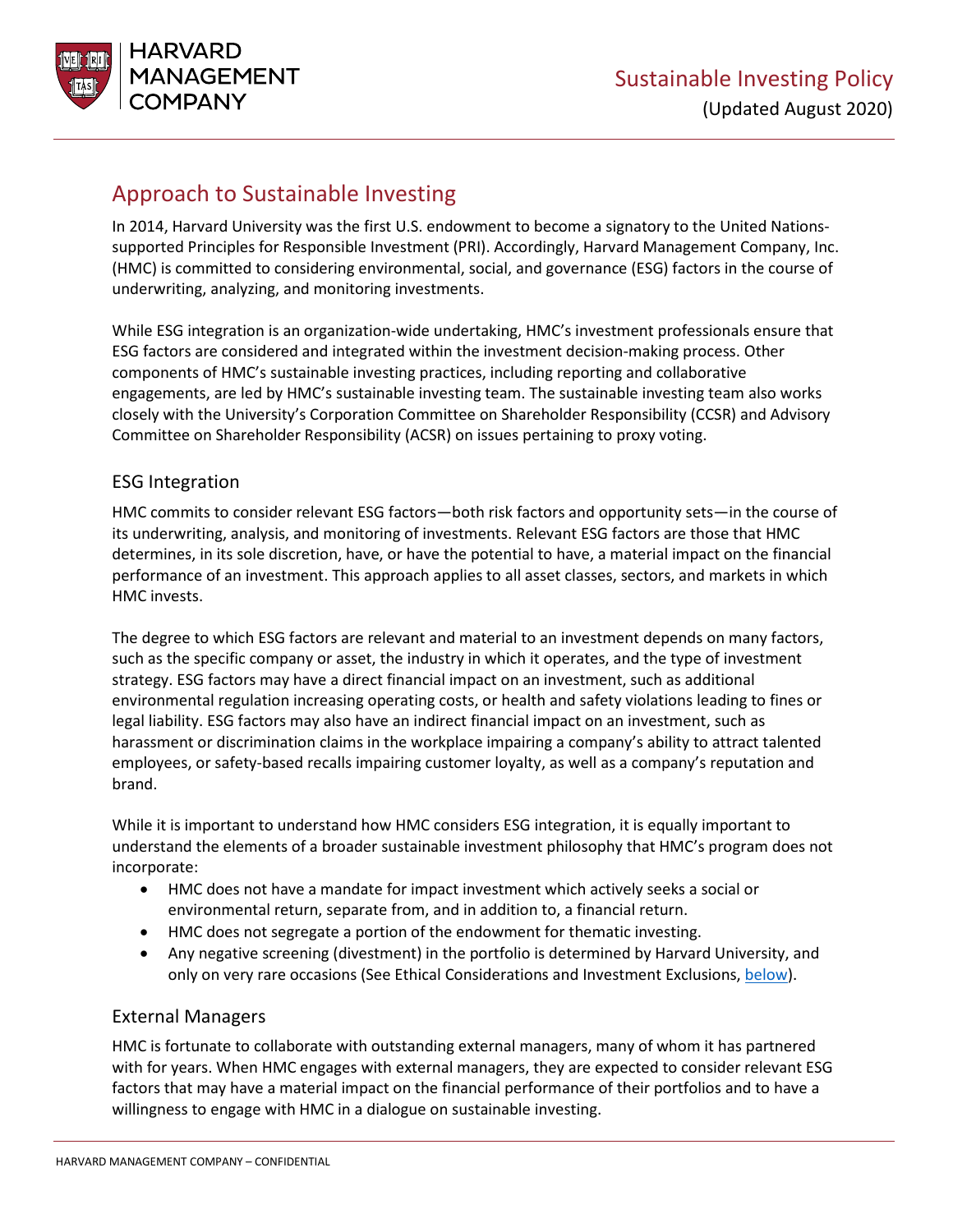# Sustainable Investing Policy

(Updated August 2020)

## Approach to Sustainable Investing

In 2014, Harvard University was the first U.S. endowment to become a signatory to the United Nations-supported Principles for Responsible Investment (PRI). Accordingly, Harvard Management Company, Inc. (HMC) is committed to considering environmental, social, and governance (ESG) factors in the course of underwriting, analyzing, and monitoring investments.

While ESG integration is an organization-wide undertaking, HMC's investment professionals ensure that ESG factors are considered and integrated within the investment decision-making process. Other components of HMC's sustainable investing practices, including reporting and collaborative engagements, are led by HMC's sustainable investing team. The sustainable investing team also works closely with the University's Corporation Committee on Shareholder Responsibility (CCSR) and Advisory Committee on Shareholder Responsibility (ACSR) on issues pertaining to proxy voting.

### ESG Integration

HMC commits to consider relevant ESG factors—both risk factors and opportunity sets—in the course of its underwriting, analysis, and monitoring of investments. Relevant ESG factors are those that HMC determines, in its sole discretion, have, or have the potential to have, a material impact on the financial performance of an investment. This approach applies to all asset classes, sectors, and markets in which HMC invests.

The degree to which ESG factors are relevant and material to an investment depends on many factors, such as the specific company or asset, the industry in which it operates, and the type of investment strategy. ESG factors may have a direct financial impact on an investment, such as additional environmental regulation increasing operating costs, or health and safety violations leading to fines or legal liability. ESG factors may also have an indirect financial impact on an investment, such as harassment or discrimination claims in the workplace impairing a company's ability to attract talented employees, or safety-based recalls impairing customer loyalty, as well as a company's reputation and brand.

While it is important to understand how HMC considers ESG integration, it is equally important to understand the elements of a broader sustainable investment philosophy that HMC's program does not incorporate:

- HMC does not have a mandate for impact investment which actively seeks a social or environmental return, separate from, and in addition to, a financial return.
- HMC does not segregate a portion of the endowment for thematic investing.
- Any negative screening (divestment) in the portfolio is determined by Harvard University, and only on very rare occasions (See Ethical Considerations and Investment Exclusions, below).

### External Managers

HMC is fortunate to collaborate with outstanding external managers, many of whom it has partnered with for years. When HMC engages with external managers, they are expected to consider relevant ESG factors that may have a material impact on the financial performance of their portfolios and to have a willingness to engage with HMC in a dialogue on sustainable investing.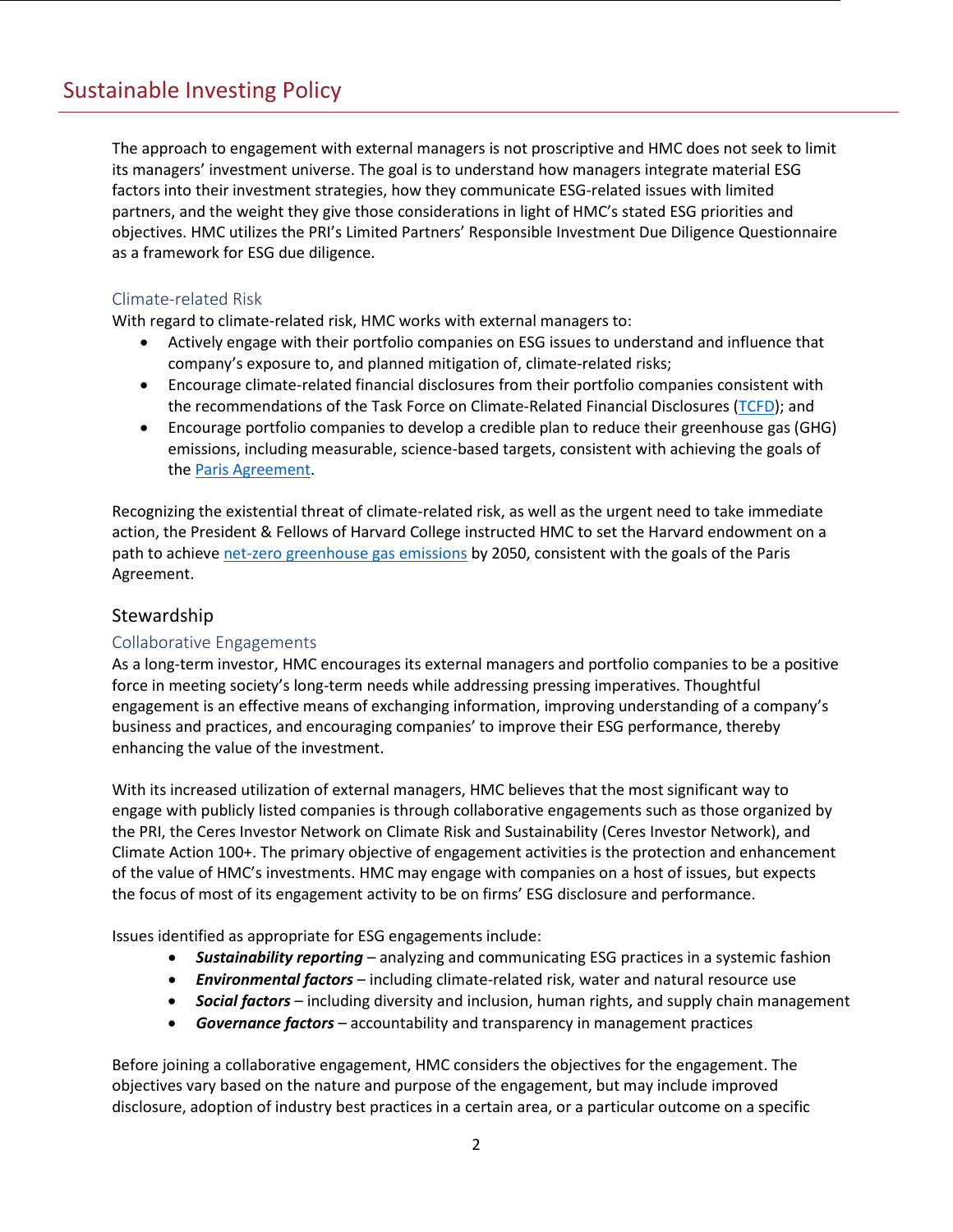The approach to engagement with external managers is not proscriptive and HMC does not seek to limit its managers' investment universe. The goal is to understand how managers integrate material ESG factors into their investment strategies, how they communicate ESG-related issues with limited partners, and the weight they give those considerations in light of HMC's stated ESG priorities and objectives. HMC utilizes the PRI's Limited Partners' Responsible Investment Due Diligence Questionnaire as a framework for ESG due diligence.

### Climate-related Risk

With regard to climate-related risk, HMC works with external managers to:

- Actively engage with their portfolio companies on ESG issues to understand and influence that company's exposure to, and planned mitigation of, climate-related risks;
- Encourage climate-related financial disclosures from their portfolio companies consistent with the recommendations of the Task Force on Climate-Related Financial Disclosures (TCFD); and
- Encourage portfolio companies to develop a credible plan to reduce their greenhouse gas (GHG) emissions, including measurable, science-based targets, consistent with achieving the goals of the Paris Agreement.

Recognizing the existential threat of climate-related risk, as well as the urgent need to take immediate action, the President & Fellows of Harvard College instructed HMC to set the Harvard endowment on a path to achieve net-zero greenhouse gas emissions by 2050, consistent with the goals of the Paris Agreement.

## Stewardship

### Collaborative Engagements

As a long-term investor, HMC encourages its external managers and portfolio companies to be a positive force in meeting society's long-term needs while addressing pressing imperatives. Thoughtful engagement is an effective means of exchanging information, improving understanding of a company's business and practices, and encouraging companies' to improve their ESG performance, thereby enhancing the value of the investment.

With its increased utilization of external managers, HMC believes that the most significant way to engage with publicly listed companies is through collaborative engagements such as those organized by the PRI, the Ceres Investor Network on Climate Risk and Sustainability (Ceres Investor Network), and Climate Action 100+. The primary objective of engagement activities is the protection and enhancement of the value of HMC's investments. HMC may engage with companies on a host of issues, but expects the focus of most of its engagement activity to be on firms' ESG disclosure and performance.

Issues identified as appropriate for ESG engagements include:

- ***Sustainability reporting*** – analyzing and communicating ESG practices in a systemic fashion
- ***Environmental factors*** – including climate-related risk, water and natural resource use
- ***Social factors*** – including diversity and inclusion, human rights, and supply chain management
- ***Governance factors*** – accountability and transparency in management practices

Before joining a collaborative engagement, HMC considers the objectives for the engagement. The objectives vary based on the nature and purpose of the engagement, but may include improved disclosure, adoption of industry best practices in a certain area, or a particular outcome on a specific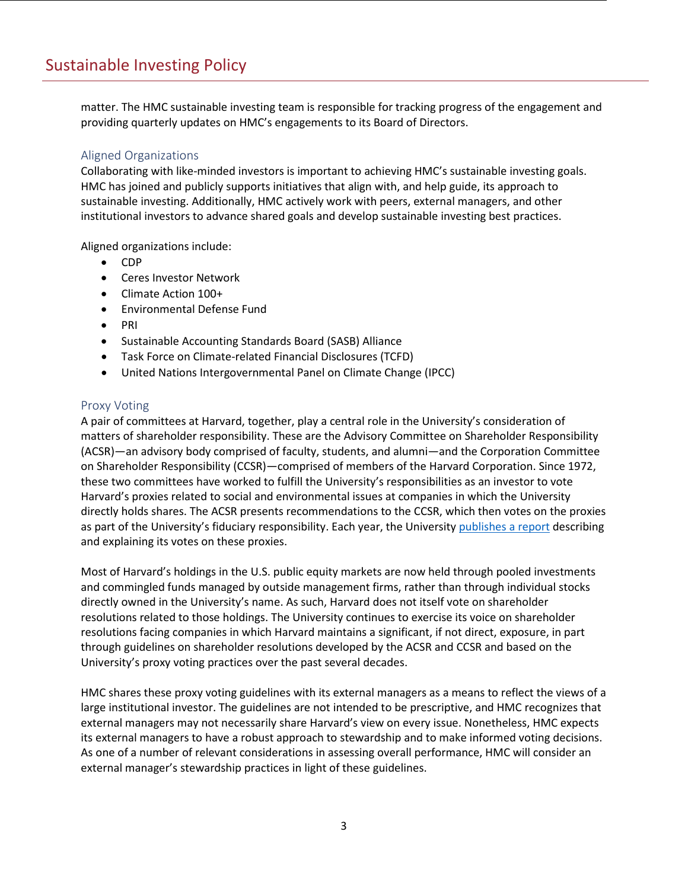matter. The HMC sustainable investing team is responsible for tracking progress of the engagement and providing quarterly updates on HMC's engagements to its Board of Directors.

### Aligned Organizations

Collaborating with like-minded investors is important to achieving HMC's sustainable investing goals. HMC has joined and publicly supports initiatives that align with, and help guide, its approach to sustainable investing. Additionally, HMC actively work with peers, external managers, and other institutional investors to advance shared goals and develop sustainable investing best practices.

Aligned organizations include:

- CDP
- Ceres Investor Network
- Climate Action 100+
- Environmental Defense Fund
- PRI
- Sustainable Accounting Standards Board (SASB) Alliance
- Task Force on Climate-related Financial Disclosures (TCFD)
- United Nations Intergovernmental Panel on Climate Change (IPCC)

### Proxy Voting

A pair of committees at Harvard, together, play a central role in the University's consideration of matters of shareholder responsibility. These are the Advisory Committee on Shareholder Responsibility (ACSR)—an advisory body comprised of faculty, students, and alumni—and the Corporation Committee on Shareholder Responsibility (CCSR)—comprised of members of the Harvard Corporation. Since 1972, these two committees have worked to fulfill the University's responsibilities as an investor to vote Harvard's proxies related to social and environmental issues at companies in which the University directly holds shares. The ACSR presents recommendations to the CCSR, which then votes on the proxies as part of the University's fiduciary responsibility. Each year, the University publishes a report describing and explaining its votes on these proxies.

Most of Harvard's holdings in the U.S. public equity markets are now held through pooled investments and commingled funds managed by outside management firms, rather than through individual stocks directly owned in the University's name. As such, Harvard does not itself vote on shareholder resolutions related to those holdings. The University continues to exercise its voice on shareholder resolutions facing companies in which Harvard maintains a significant, if not direct, exposure, in part through guidelines on shareholder resolutions developed by the ACSR and CCSR and based on the University's proxy voting practices over the past several decades.

HMC shares these proxy voting guidelines with its external managers as a means to reflect the views of a large institutional investor. The guidelines are not intended to be prescriptive, and HMC recognizes that external managers may not necessarily share Harvard's view on every issue. Nonetheless, HMC expects its external managers to have a robust approach to stewardship and to make informed voting decisions. As one of a number of relevant considerations in assessing overall performance, HMC will consider an external manager's stewardship practices in light of these guidelines.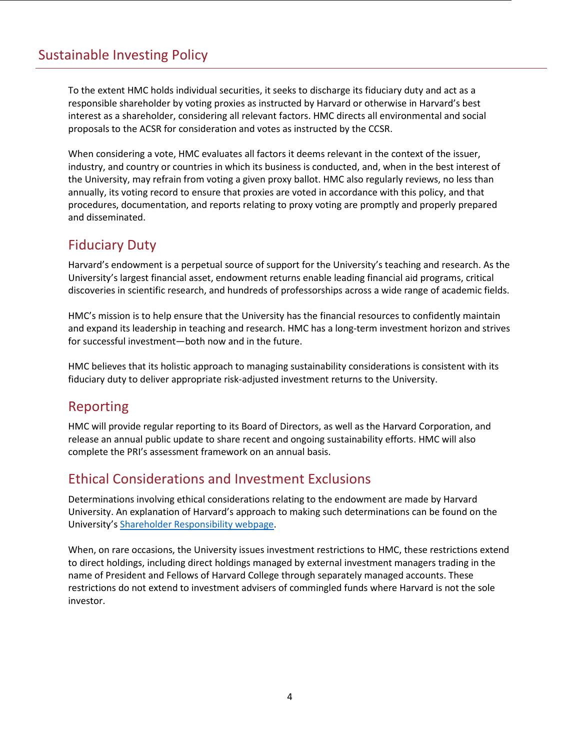## Sustainable Investing Policy

To the extent HMC holds individual securities, it seeks to discharge its fiduciary duty and act as a responsible shareholder by voting proxies as instructed by Harvard or otherwise in Harvard's best interest as a shareholder, considering all relevant factors. HMC directs all environmental and social proposals to the ACSR for consideration and votes as instructed by the CCSR.

When considering a vote, HMC evaluates all factors it deems relevant in the context of the issuer, industry, and country or countries in which its business is conducted, and, when in the best interest of the University, may refrain from voting a given proxy ballot. HMC also regularly reviews, no less than annually, its voting record to ensure that proxies are voted in accordance with this policy, and that procedures, documentation, and reports relating to proxy voting are promptly and properly prepared and disseminated.

### Fiduciary Duty

Harvard's endowment is a perpetual source of support for the University's teaching and research. As the University's largest financial asset, endowment returns enable leading financial aid programs, critical discoveries in scientific research, and hundreds of professorships across a wide range of academic fields.

HMC's mission is to help ensure that the University has the financial resources to confidently maintain and expand its leadership in teaching and research. HMC has a long-term investment horizon and strives for successful investment—both now and in the future.

HMC believes that its holistic approach to managing sustainability considerations is consistent with its fiduciary duty to deliver appropriate risk-adjusted investment returns to the University.

### Reporting

HMC will provide regular reporting to its Board of Directors, as well as the Harvard Corporation, and release an annual public update to share recent and ongoing sustainability efforts. HMC will also complete the PRI's assessment framework on an annual basis.

### Ethical Considerations and Investment Exclusions

Determinations involving ethical considerations relating to the endowment are made by Harvard University. An explanation of Harvard's approach to making such determinations can be found on the University's Shareholder Responsibility webpage.

When, on rare occasions, the University issues investment restrictions to HMC, these restrictions extend to direct holdings, including direct holdings managed by external investment managers trading in the name of President and Fellows of Harvard College through separately managed accounts. These restrictions do not extend to investment advisers of commingled funds where Harvard is not the sole investor.